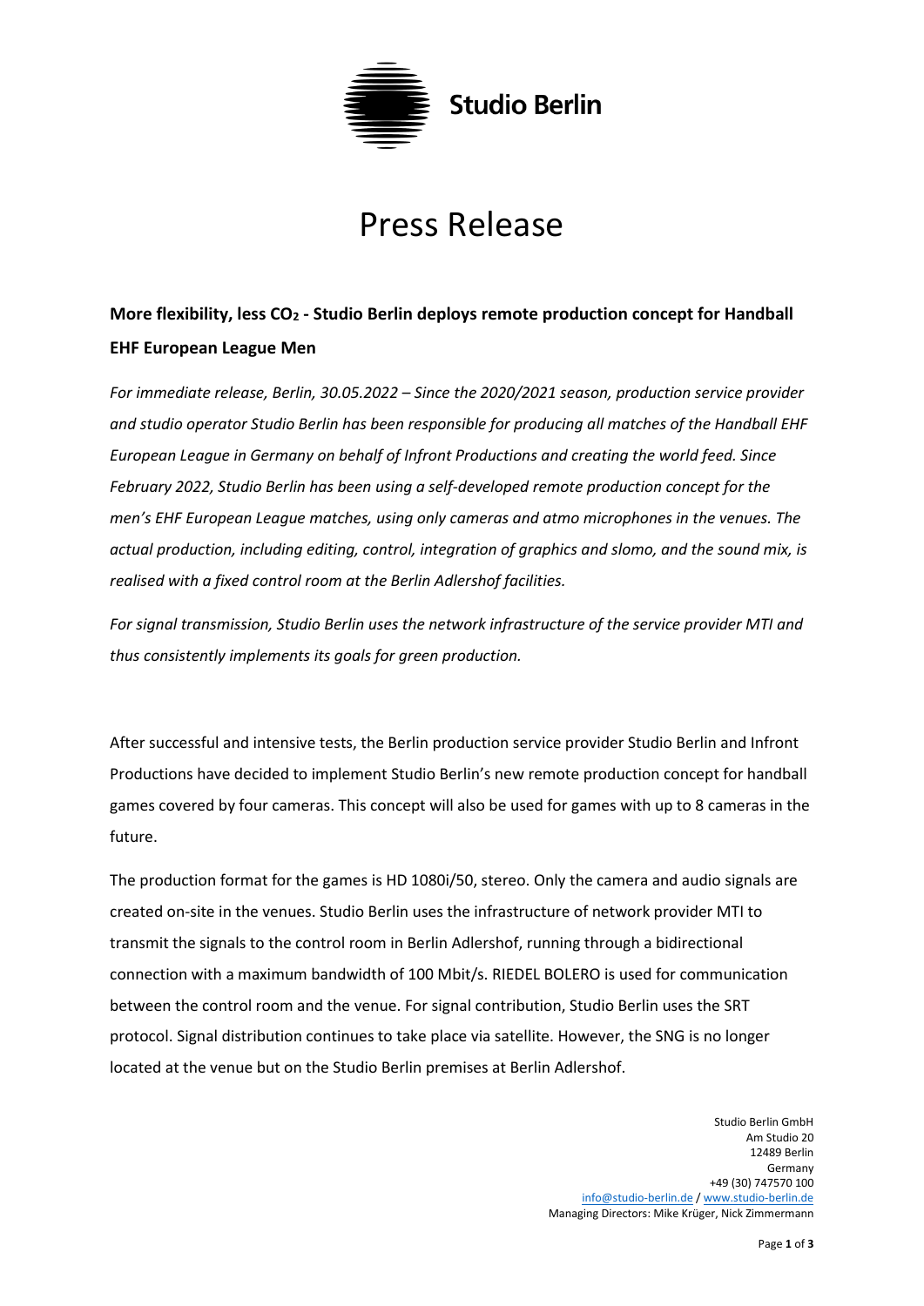Studio Berlin

# Press Release

## More flexibility, less $CO_2$ - Studio Berlin deploys remote production concept for Handball EHF European League Men

*For immediate release, Berlin, 30.05.2022 – Since the 2020/2021 season, production service provider and studio operator Studio Berlin has been responsible for producing all matches of the Handball EHF European League in Germany on behalf of Infront Productions and creating the world feed. Since February 2022, Studio Berlin has been using a self-developed remote production concept for the men's EHF European League matches, using only cameras and atmo microphones in the venues. The actual production, including editing, control, integration of graphics and slomo, and the sound mix, is realised with a fixed control room at the Berlin Adlershof facilities.*

*For signal transmission, Studio Berlin uses the network infrastructure of the service provider MTI and thus consistently implements its goals for green production.*

After successful and intensive tests, the Berlin production service provider Studio Berlin and Infront Productions have decided to implement Studio Berlin's new remote production concept for handball games covered by four cameras. This concept will also be used for games with up to 8 cameras in the future.

The production format for the games is HD 1080i/50, stereo. Only the camera and audio signals are created on-site in the venues. Studio Berlin uses the infrastructure of network provider MTI to transmit the signals to the control room in Berlin Adlershof, running through a bidirectional connection with a maximum bandwidth of 100 Mbit/s. RIEDEL BOLERO is used for communication between the control room and the venue. For signal contribution, Studio Berlin uses the SRT protocol. Signal distribution continues to take place via satellite. However, the SNG is no longer located at the venue but on the Studio Berlin premises at Berlin Adlershof.

Studio Berlin GmbH
Am Studio 20
12489 Berlin
Germany
+49 (30) 747570 100
info@studio-berlin.de / www.studio-berlin.de
Managing Directors: Mike Krüger, Nick Zimmermann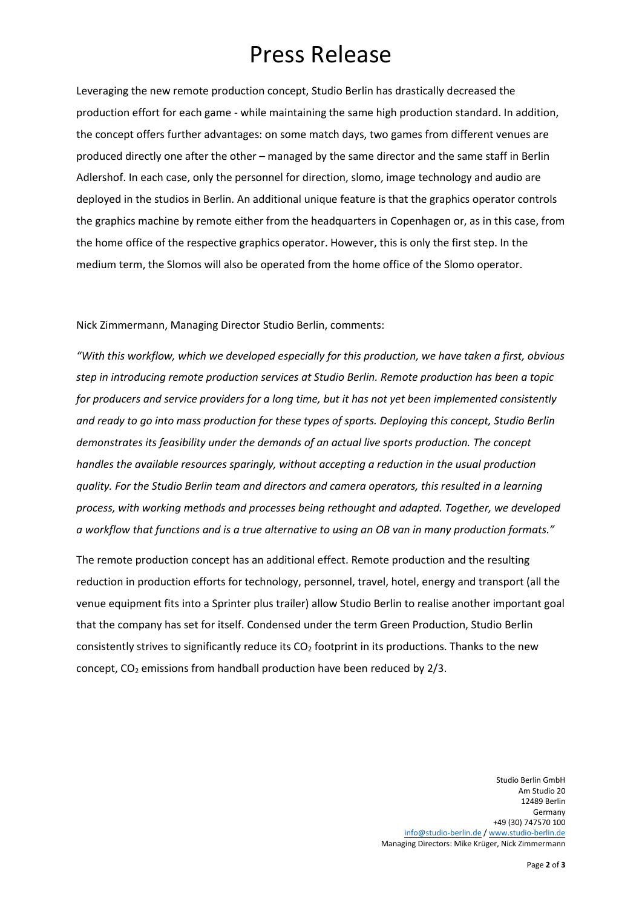# Press Release

Leveraging the new remote production concept, Studio Berlin has drastically decreased the production effort for each game - while maintaining the same high production standard. In addition, the concept offers further advantages: on some match days, two games from different venues are produced directly one after the other – managed by the same director and the same staff in Berlin Adlershof. In each case, only the personnel for direction, slomo, image technology and audio are deployed in the studios in Berlin. An additional unique feature is that the graphics operator controls the graphics machine by remote either from the headquarters in Copenhagen or, as in this case, from the home office of the respective graphics operator. However, this is only the first step. In the medium term, the Slomos will also be operated from the home office of the Slomo operator.

Nick Zimmermann, Managing Director Studio Berlin, comments:

*"With this workflow, which we developed especially for this production, we have taken a first, obvious step in introducing remote production services at Studio Berlin. Remote production has been a topic for producers and service providers for a long time, but it has not yet been implemented consistently and ready to go into mass production for these types of sports. Deploying this concept, Studio Berlin demonstrates its feasibility under the demands of an actual live sports production. The concept handles the available resources sparingly, without accepting a reduction in the usual production quality. For the Studio Berlin team and directors and camera operators, this resulted in a learning process, with working methods and processes being rethought and adapted. Together, we developed a workflow that functions and is a true alternative to using an OB van in many production formats."*

The remote production concept has an additional effect. Remote production and the resulting reduction in production efforts for technology, personnel, travel, hotel, energy and transport (all the venue equipment fits into a Sprinter plus trailer) allow Studio Berlin to realise another important goal that the company has set for itself. Condensed under the term Green Production, Studio Berlin consistently strives to significantly reduce its $CO_2$ footprint in its productions. Thanks to the new concept, $CO_2$ emissions from handball production have been reduced by 2/3.

Studio Berlin GmbH
Am Studio 20
12489 Berlin
Germany
+49 (30) 747570 100
info@studio-berlin.de / www.studio-berlin.de
Managing Directors: Mike Krüger, Nick Zimmermann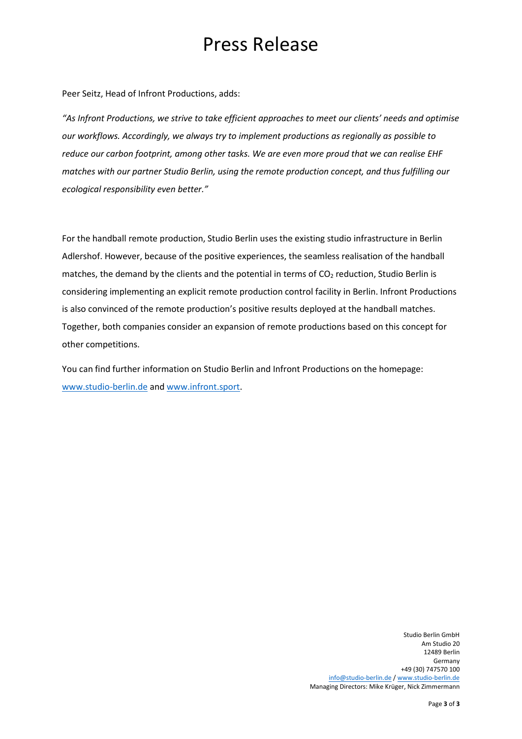# Press Release

Peer Seitz, Head of Infront Productions, adds:

*"As Infront Productions, we strive to take efficient approaches to meet our clients' needs and optimise our workflows. Accordingly, we always try to implement productions as regionally as possible to reduce our carbon footprint, among other tasks. We are even more proud that we can realise EHF matches with our partner Studio Berlin, using the remote production concept, and thus fulfilling our ecological responsibility even better."*

For the handball remote production, Studio Berlin uses the existing studio infrastructure in Berlin Adlershof. However, because of the positive experiences, the seamless realisation of the handball matches, the demand by the clients and the potential in terms of $CO_2$ reduction, Studio Berlin is considering implementing an explicit remote production control facility in Berlin. Infront Productions is also convinced of the remote production's positive results deployed at the handball matches. Together, both companies consider an expansion of remote productions based on this concept for other competitions.

You can find further information on Studio Berlin and Infront Productions on the homepage: [www.studio-berlin.de](http://www.studio-berlin.de) and [www.infront.sport](http://www.infront.sport).

Studio Berlin GmbH
Am Studio 20
12489 Berlin
Germany
+49 (30) 747570 100
info@studio-berlin.de / www.studio-berlin.de
Managing Directors: Mike Krüger, Nick Zimmermann